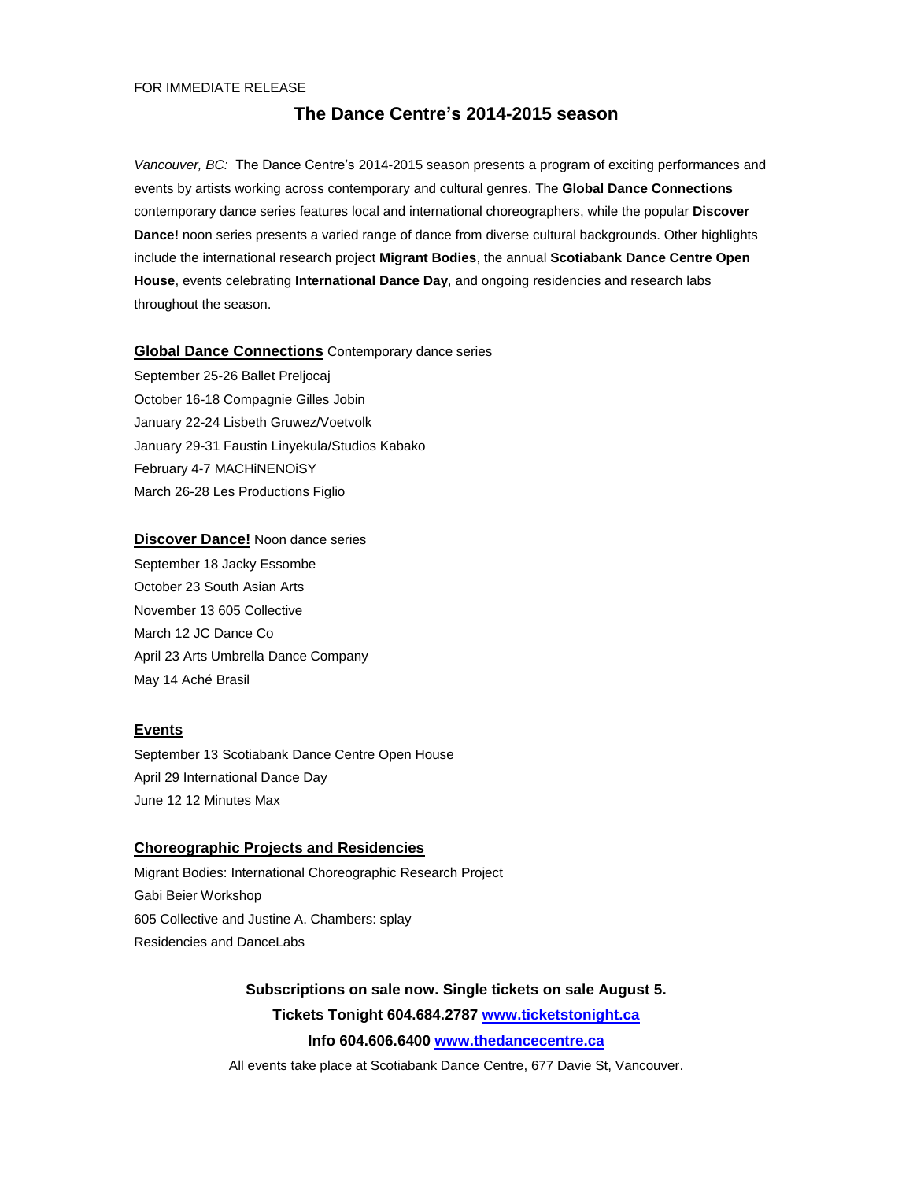FOR IMMEDIATE RELEASE

# The Dance Centre's 2014-2015 season

*Vancouver, BC:* The Dance Centre's 2014-2015 season presents a program of exciting performances and events by artists working across contemporary and cultural genres. The **Global Dance Connections** contemporary dance series features local and international choreographers, while the popular **Discover Dance!** noon series presents a varied range of dance from diverse cultural backgrounds. Other highlights include the international research project **Migrant Bodies**, the annual **Scotiabank Dance Centre Open House**, events celebrating **International Dance Day**, and ongoing residencies and research labs throughout the season.

**Global Dance Connections** Contemporary dance series

September 25-26 Ballet Preljocaj
October 16-18 Compagnie Gilles Jobin
January 22-24 Lisbeth Gruwez/Voetvolk
January 29-31 Faustin Linyekula/Studios Kabako
February 4-7 MACHiNENOiSY
March 26-28 Les Productions Figlio

**Discover Dance!** Noon dance series

September 18 Jacky Essombe
October 23 South Asian Arts
November 13 605 Collective
March 12 JC Dance Co
April 23 Arts Umbrella Dance Company
May 14 Aché Brasil

**Events**

September 13 Scotiabank Dance Centre Open House
April 29 International Dance Day
June 12 12 Minutes Max

**Choreographic Projects and Residencies**

Migrant Bodies: International Choreographic Research Project
Gabi Beier Workshop
605 Collective and Justine A. Chambers: splay
Residencies and DanceLabs

**Subscriptions on sale now. Single tickets on sale August 5.**

**Tickets Tonight 604.684.2787 www.ticketstonight.ca**

**Info 604.606.6400 www.thedancecentre.ca**

All events take place at Scotiabank Dance Centre, 677 Davie St, Vancouver.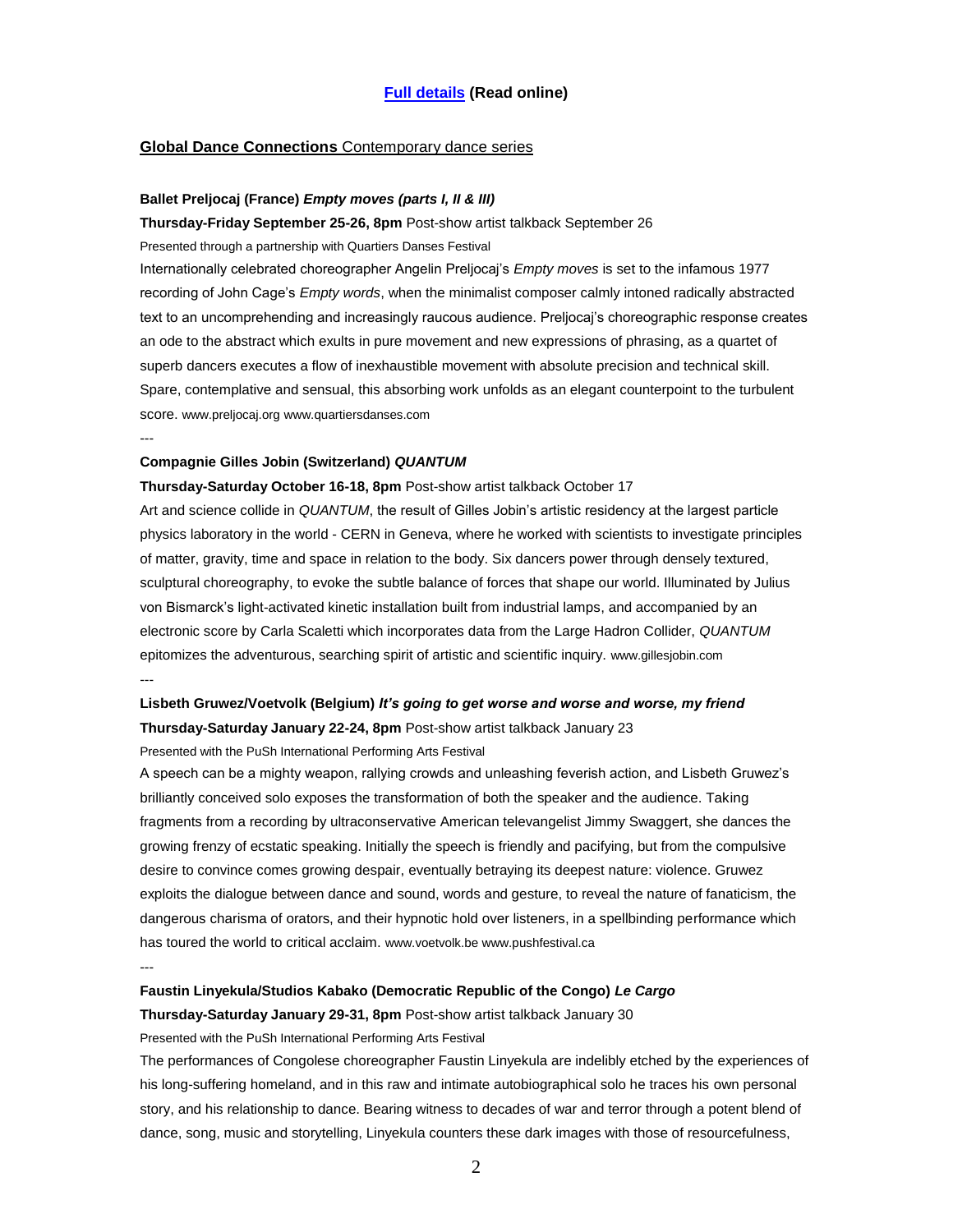**[Full details](#) (Read online)**

## **Global Dance Connections** Contemporary dance series

**Ballet Preljocaj (France)** ***Empty moves (parts I, II & III)***

**Thursday-Friday September 25-26, 8pm** Post-show artist talkback September 26

Presented through a partnership with Quartiers Danses Festival

Internationally celebrated choreographer Angelin Preljocaj's *Empty moves* is set to the infamous 1977 recording of John Cage's *Empty words*, when the minimalist composer calmly intoned radically abstracted text to an uncomprehending and increasingly raucous audience. Preljocaj's choreographic response creates an ode to the abstract which exults in pure movement and new expressions of phrasing, as a quartet of superb dancers executes a flow of inexhaustible movement with absolute precision and technical skill. Spare, contemplative and sensual, this absorbing work unfolds as an elegant counterpoint to the turbulent score. www.preljocaj.org www.quartiersdanses.com

---

**Compagnie Gilles Jobin (Switzerland)** ***QUANTUM***

**Thursday-Saturday October 16-18, 8pm** Post-show artist talkback October 17

Art and science collide in *QUANTUM*, the result of Gilles Jobin's artistic residency at the largest particle physics laboratory in the world - CERN in Geneva, where he worked with scientists to investigate principles of matter, gravity, time and space in relation to the body. Six dancers power through densely textured, sculptural choreography, to evoke the subtle balance of forces that shape our world. Illuminated by Julius von Bismarck's light-activated kinetic installation built from industrial lamps, and accompanied by an electronic score by Carla Scaletti which incorporates data from the Large Hadron Collider, *QUANTUM* epitomizes the adventurous, searching spirit of artistic and scientific inquiry. www.gillesjobin.com

---

**Lisbeth Gruwez/Voetvolk (Belgium)** ***It's going to get worse and worse and worse, my friend***

**Thursday-Saturday January 22-24, 8pm** Post-show artist talkback January 23

Presented with the PuSh International Performing Arts Festival

A speech can be a mighty weapon, rallying crowds and unleashing feverish action, and Lisbeth Gruwez's brilliantly conceived solo exposes the transformation of both the speaker and the audience. Taking fragments from a recording by ultraconservative American televangelist Jimmy Swaggert, she dances the growing frenzy of ecstatic speaking. Initially the speech is friendly and pacifying, but from the compulsive desire to convince comes growing despair, eventually betraying its deepest nature: violence. Gruwez exploits the dialogue between dance and sound, words and gesture, to reveal the nature of fanaticism, the dangerous charisma of orators, and their hypnotic hold over listeners, in a spellbinding performance which has toured the world to critical acclaim. www.voetvolk.be www.pushfestival.ca

---

**Faustin Linyekula/Studios Kabako (Democratic Republic of the Congo)** ***Le Cargo***

**Thursday-Saturday January 29-31, 8pm** Post-show artist talkback January 30

Presented with the PuSh International Performing Arts Festival

The performances of Congolese choreographer Faustin Linyekula are indelibly etched by the experiences of his long-suffering homeland, and in this raw and intimate autobiographical solo he traces his own personal story, and his relationship to dance. Bearing witness to decades of war and terror through a potent blend of dance, song, music and storytelling, Linyekula counters these dark images with those of resourcefulness,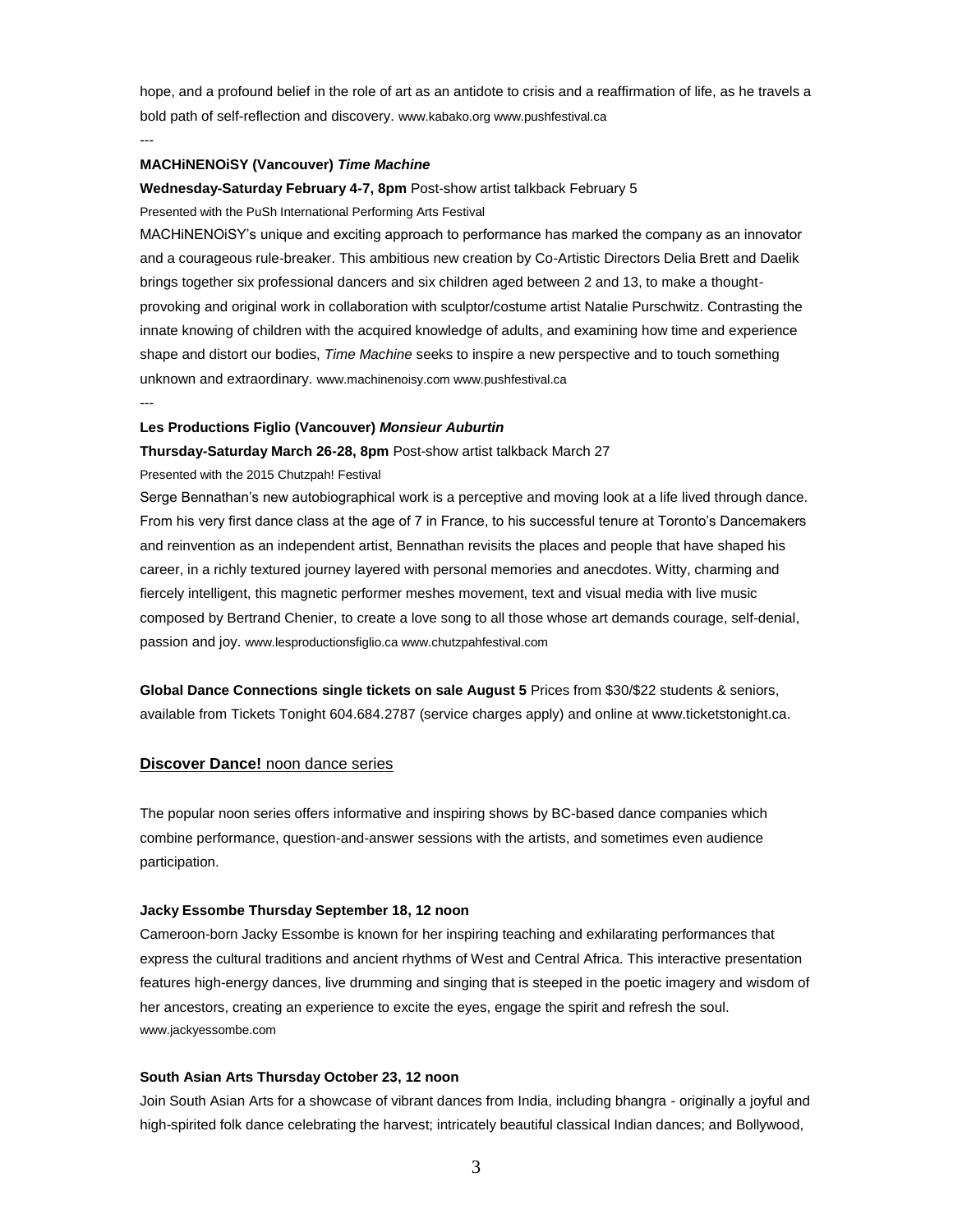hope, and a profound belief in the role of art as an antidote to crisis and a reaffirmation of life, as he travels a bold path of self-reflection and discovery. www.kabako.org www.pushfestival.ca

---

**MACHiNENOiSY (Vancouver) *Time Machine***

**Wednesday-Saturday February 4-7, 8pm** Post-show artist talkback February 5

Presented with the PuSh International Performing Arts Festival

MACHiNENOiSY's unique and exciting approach to performance has marked the company as an innovator and a courageous rule-breaker. This ambitious new creation by Co-Artistic Directors Delia Brett and Daelik brings together six professional dancers and six children aged between 2 and 13, to make a thought-provoking and original work in collaboration with sculptor/costume artist Natalie Purschwitz. Contrasting the innate knowing of children with the acquired knowledge of adults, and examining how time and experience shape and distort our bodies, *Time Machine* seeks to inspire a new perspective and to touch something unknown and extraordinary. www.machinenoisy.com www.pushfestival.ca

---

**Les Productions Figlio (Vancouver) *Monsieur Auburtin***

**Thursday-Saturday March 26-28, 8pm** Post-show artist talkback March 27

Presented with the 2015 Chutzpah! Festival

Serge Bennathan's new autobiographical work is a perceptive and moving look at a life lived through dance. From his very first dance class at the age of 7 in France, to his successful tenure at Toronto's Dancemakers and reinvention as an independent artist, Bennathan revisits the places and people that have shaped his career, in a richly textured journey layered with personal memories and anecdotes. Witty, charming and fiercely intelligent, this magnetic performer meshes movement, text and visual media with live music composed by Bertrand Chenier, to create a love song to all those whose art demands courage, self-denial, passion and joy. www.lesproductionsfiglio.ca www.chutzpahfestival.com

**Global Dance Connections single tickets on sale August 5** Prices from $30/$22 students & seniors, available from Tickets Tonight 604.684.2787 (service charges apply) and online at www.ticketstonight.ca.

## **Discover Dance!** noon dance series

The popular noon series offers informative and inspiring shows by BC-based dance companies which combine performance, question-and-answer sessions with the artists, and sometimes even audience participation.

**Jacky Essombe Thursday September 18, 12 noon**

Cameroon-born Jacky Essombe is known for her inspiring teaching and exhilarating performances that express the cultural traditions and ancient rhythms of West and Central Africa. This interactive presentation features high-energy dances, live drumming and singing that is steeped in the poetic imagery and wisdom of her ancestors, creating an experience to excite the eyes, engage the spirit and refresh the soul. www.jackyessombe.com

**South Asian Arts Thursday October 23, 12 noon**

Join South Asian Arts for a showcase of vibrant dances from India, including bhangra - originally a joyful and high-spirited folk dance celebrating the harvest; intricately beautiful classical Indian dances; and Bollywood,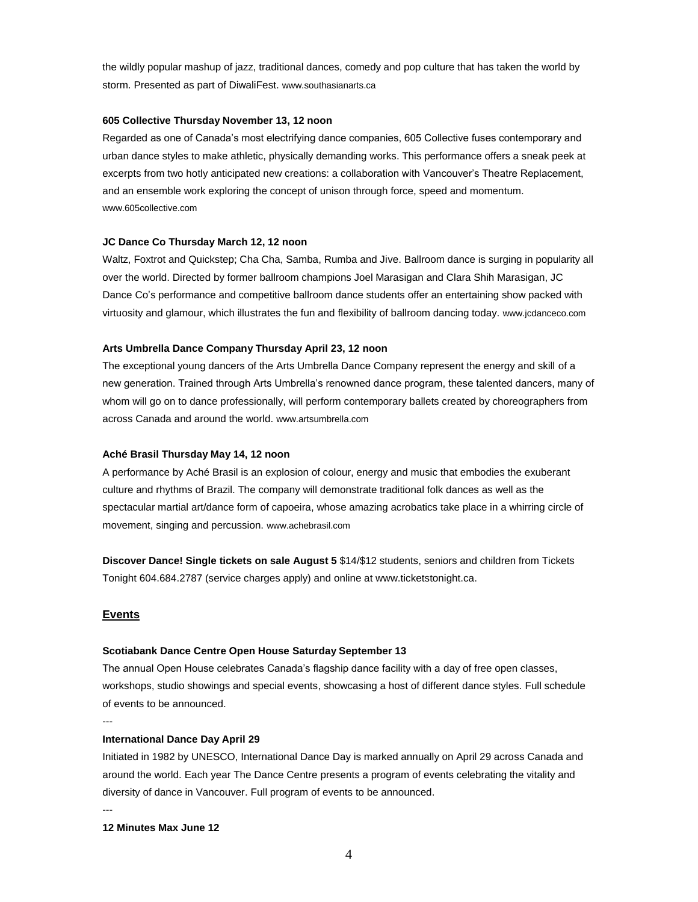the wildly popular mashup of jazz, traditional dances, comedy and pop culture that has taken the world by storm. Presented as part of DiwaliFest. www.southasianarts.ca

**605 Collective Thursday November 13, 12 noon**

Regarded as one of Canada's most electrifying dance companies, 605 Collective fuses contemporary and urban dance styles to make athletic, physically demanding works. This performance offers a sneak peek at excerpts from two hotly anticipated new creations: a collaboration with Vancouver's Theatre Replacement, and an ensemble work exploring the concept of unison through force, speed and momentum. www.605collective.com

**JC Dance Co Thursday March 12, 12 noon**

Waltz, Foxtrot and Quickstep; Cha Cha, Samba, Rumba and Jive. Ballroom dance is surging in popularity all over the world. Directed by former ballroom champions Joel Marasigan and Clara Shih Marasigan, JC Dance Co's performance and competitive ballroom dance students offer an entertaining show packed with virtuosity and glamour, which illustrates the fun and flexibility of ballroom dancing today. www.jcdanceco.com

**Arts Umbrella Dance Company Thursday April 23, 12 noon**

The exceptional young dancers of the Arts Umbrella Dance Company represent the energy and skill of a new generation. Trained through Arts Umbrella's renowned dance program, these talented dancers, many of whom will go on to dance professionally, will perform contemporary ballets created by choreographers from across Canada and around the world. www.artsumbrella.com

**Aché Brasil Thursday May 14, 12 noon**

A performance by Aché Brasil is an explosion of colour, energy and music that embodies the exuberant culture and rhythms of Brazil. The company will demonstrate traditional folk dances as well as the spectacular martial art/dance form of capoeira, whose amazing acrobatics take place in a whirring circle of movement, singing and percussion. www.achebrasil.com

**Discover Dance! Single tickets on sale August 5** $14/$12 students, seniors and children from Tickets Tonight 604.684.2787 (service charges apply) and online at www.ticketstonight.ca.

## Events

**Scotiabank Dance Centre Open House Saturday September 13**

The annual Open House celebrates Canada's flagship dance facility with a day of free open classes, workshops, studio showings and special events, showcasing a host of different dance styles. Full schedule of events to be announced.

---

**International Dance Day April 29**

Initiated in 1982 by UNESCO, International Dance Day is marked annually on April 29 across Canada and around the world. Each year The Dance Centre presents a program of events celebrating the vitality and diversity of dance in Vancouver. Full program of events to be announced.

---

**12 Minutes Max June 12**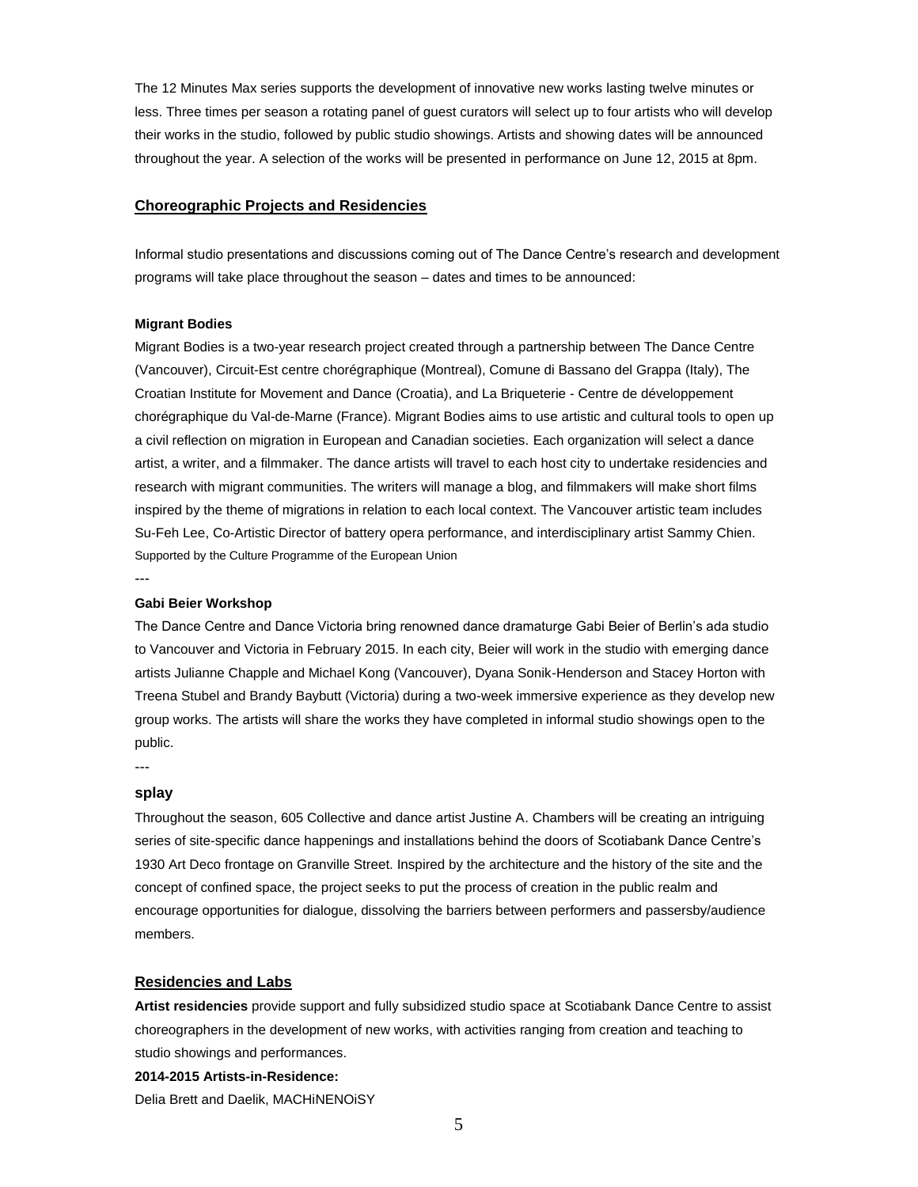The 12 Minutes Max series supports the development of innovative new works lasting twelve minutes or less. Three times per season a rotating panel of guest curators will select up to four artists who will develop their works in the studio, followed by public studio showings. Artists and showing dates will be announced throughout the year. A selection of the works will be presented in performance on June 12, 2015 at 8pm.

## Choreographic Projects and Residencies

Informal studio presentations and discussions coming out of The Dance Centre's research and development programs will take place throughout the season – dates and times to be announced:

**Migrant Bodies**

Migrant Bodies is a two-year research project created through a partnership between The Dance Centre (Vancouver), Circuit-Est centre chorégraphique (Montreal), Comune di Bassano del Grappa (Italy), The Croatian Institute for Movement and Dance (Croatia), and La Briqueterie - Centre de développement chorégraphique du Val-de-Marne (France). Migrant Bodies aims to use artistic and cultural tools to open up a civil reflection on migration in European and Canadian societies. Each organization will select a dance artist, a writer, and a filmmaker. The dance artists will travel to each host city to undertake residencies and research with migrant communities. The writers will manage a blog, and filmmakers will make short films inspired by the theme of migrations in relation to each local context. The Vancouver artistic team includes Su-Feh Lee, Co-Artistic Director of battery opera performance, and interdisciplinary artist Sammy Chien.

Supported by the Culture Programme of the European Union

---

**Gabi Beier Workshop**

The Dance Centre and Dance Victoria bring renowned dance dramaturge Gabi Beier of Berlin's ada studio to Vancouver and Victoria in February 2015. In each city, Beier will work in the studio with emerging dance artists Julianne Chapple and Michael Kong (Vancouver), Dyana Sonik-Henderson and Stacey Horton with Treena Stubel and Brandy Baybutt (Victoria) during a two-week immersive experience as they develop new group works. The artists will share the works they have completed in informal studio showings open to the public.

---

**splay**

Throughout the season, 605 Collective and dance artist Justine A. Chambers will be creating an intriguing series of site-specific dance happenings and installations behind the doors of Scotiabank Dance Centre's 1930 Art Deco frontage on Granville Street. Inspired by the architecture and the history of the site and the concept of confined space, the project seeks to put the process of creation in the public realm and encourage opportunities for dialogue, dissolving the barriers between performers and passersby/audience members.

## Residencies and Labs

**Artist residencies** provide support and fully subsidized studio space at Scotiabank Dance Centre to assist choreographers in the development of new works, with activities ranging from creation and teaching to studio showings and performances.

**2014-2015 Artists-in-Residence:**

Delia Brett and Daelik, MACHiNENOiSY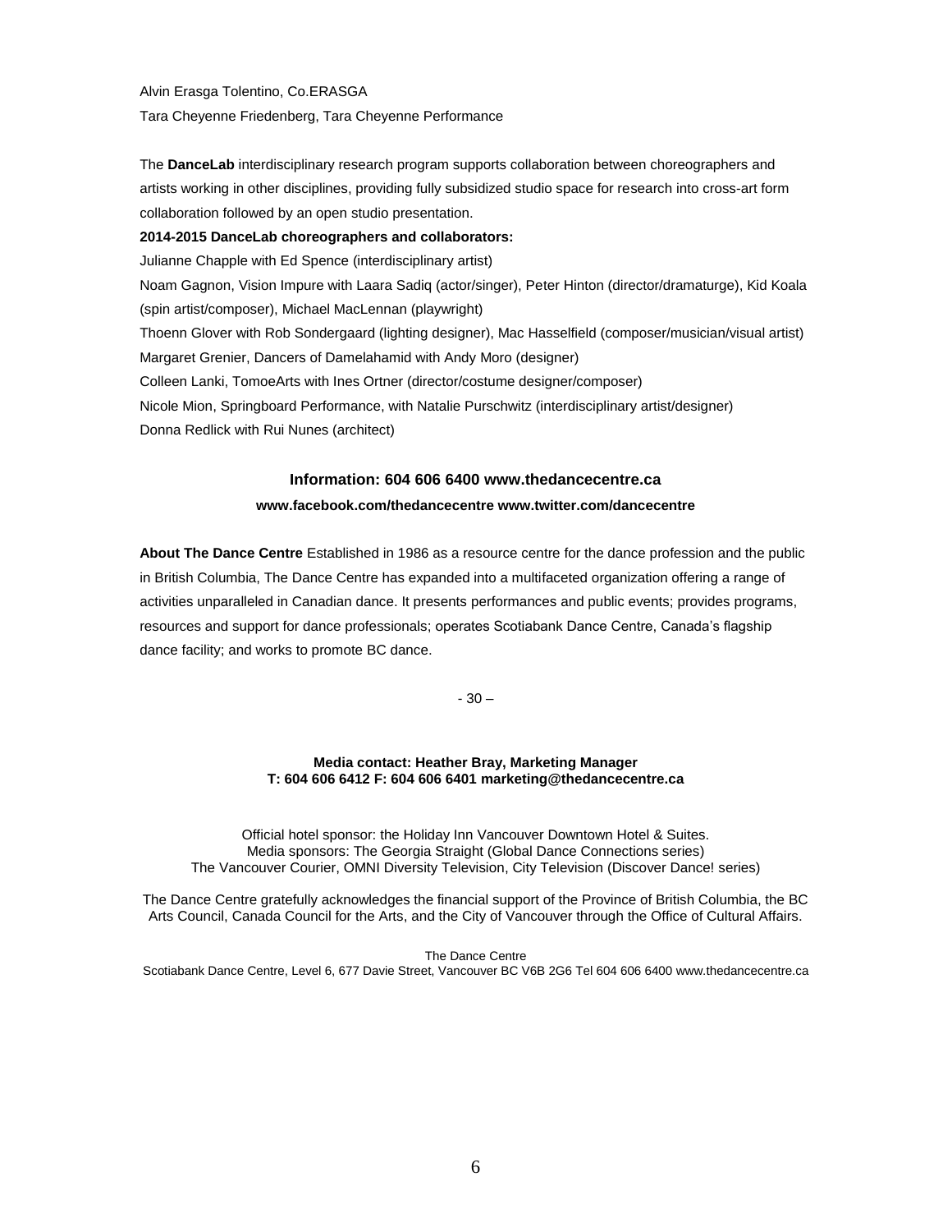Alvin Erasga Tolentino, Co.ERASGA

Tara Cheyenne Friedenberg, Tara Cheyenne Performance

The **DanceLab** interdisciplinary research program supports collaboration between choreographers and artists working in other disciplines, providing fully subsidized studio space for research into cross-art form collaboration followed by an open studio presentation.

**2014-2015 DanceLab choreographers and collaborators:**

Julianne Chapple with Ed Spence (interdisciplinary artist)

Noam Gagnon, Vision Impure with Laara Sadiq (actor/singer), Peter Hinton (director/dramaturge), Kid Koala (spin artist/composer), Michael MacLennan (playwright)

Thoenn Glover with Rob Sondergaard (lighting designer), Mac Hasselfield (composer/musician/visual artist)

Margaret Grenier, Dancers of Damelahamid with Andy Moro (designer)

Colleen Lanki, TomoeArts with Ines Ortner (director/costume designer/composer)

Nicole Mion, Springboard Performance, with Natalie Purschwitz (interdisciplinary artist/designer)

Donna Redlick with Rui Nunes (architect)

**Information: 604 606 6400 www.thedancecentre.ca**

**www.facebook.com/thedancecentre www.twitter.com/dancecentre**

**About The Dance Centre** Established in 1986 as a resource centre for the dance profession and the public in British Columbia, The Dance Centre has expanded into a multifaceted organization offering a range of activities unparalleled in Canadian dance. It presents performances and public events; provides programs, resources and support for dance professionals; operates Scotiabank Dance Centre, Canada's flagship dance facility; and works to promote BC dance.

- 30 –

**Media contact: Heather Bray, Marketing Manager**
**T: 604 606 6412 F: 604 606 6401 marketing@thedancecentre.ca**

Official hotel sponsor: the Holiday Inn Vancouver Downtown Hotel & Suites.
Media sponsors: The Georgia Straight (Global Dance Connections series)
The Vancouver Courier, OMNI Diversity Television, City Television (Discover Dance! series)

The Dance Centre gratefully acknowledges the financial support of the Province of British Columbia, the BC Arts Council, Canada Council for the Arts, and the City of Vancouver through the Office of Cultural Affairs.

The Dance Centre
Scotiabank Dance Centre, Level 6, 677 Davie Street, Vancouver BC V6B 2G6 Tel 604 606 6400 www.thedancecentre.ca